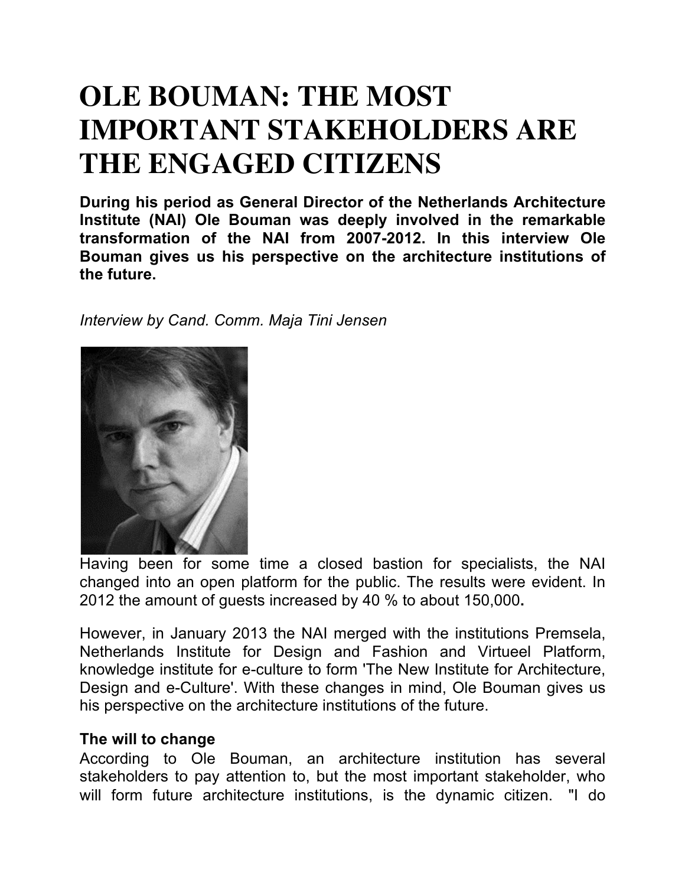# OLE BOUMAN: THE MOST IMPORTANT STAKEHOLDERS ARE THE ENGAGED CITIZENS

**During his period as General Director of the Netherlands Architecture Institute (NAI) Ole Bouman was deeply involved in the remarkable transformation of the NAI from 2007-2012. In this interview Ole Bouman gives us his perspective on the architecture institutions of the future.**

*Interview by Cand. Comm. Maja Tini Jensen*

Having been for some time a closed bastion for specialists, the NAI changed into an open platform for the public. The results were evident. In 2012 the amount of guests increased by 40 % to about 150,000**.**

However, in January 2013 the NAI merged with the institutions Premsela, Netherlands Institute for Design and Fashion and Virtueel Platform, knowledge institute for e-culture to form 'The New Institute for Architecture, Design and e-Culture'. With these changes in mind, Ole Bouman gives us his perspective on the architecture institutions of the future.

**The will to change**

According to Ole Bouman, an architecture institution has several stakeholders to pay attention to, but the most important stakeholder, who will form future architecture institutions, is the dynamic citizen. "I do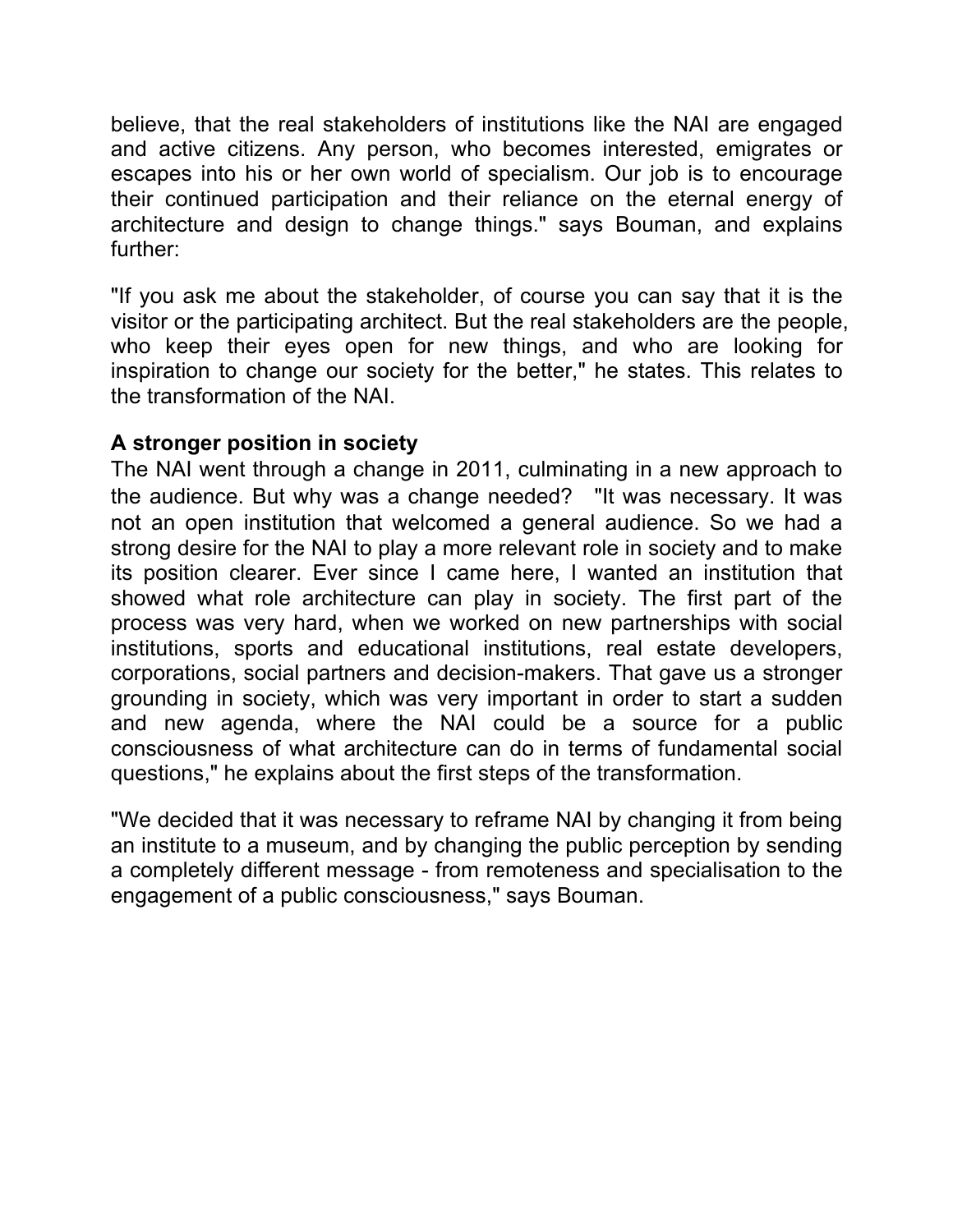believe, that the real stakeholders of institutions like the NAI are engaged and active citizens. Any person, who becomes interested, emigrates or escapes into his or her own world of specialism. Our job is to encourage their continued participation and their reliance on the eternal energy of architecture and design to change things." says Bouman, and explains further:

"If you ask me about the stakeholder, of course you can say that it is the visitor or the participating architect. But the real stakeholders are the people, who keep their eyes open for new things, and who are looking for inspiration to change our society for the better," he states. This relates to the transformation of the NAI.

**A stronger position in society**

The NAI went through a change in 2011, culminating in a new approach to the audience. But why was a change needed? "It was necessary. It was not an open institution that welcomed a general audience. So we had a strong desire for the NAI to play a more relevant role in society and to make its position clearer. Ever since I came here, I wanted an institution that showed what role architecture can play in society. The first part of the process was very hard, when we worked on new partnerships with social institutions, sports and educational institutions, real estate developers, corporations, social partners and decision-makers. That gave us a stronger grounding in society, which was very important in order to start a sudden and new agenda, where the NAI could be a source for a public consciousness of what architecture can do in terms of fundamental social questions," he explains about the first steps of the transformation.

"We decided that it was necessary to reframe NAI by changing it from being an institute to a museum, and by changing the public perception by sending a completely different message - from remoteness and specialisation to the engagement of a public consciousness," says Bouman.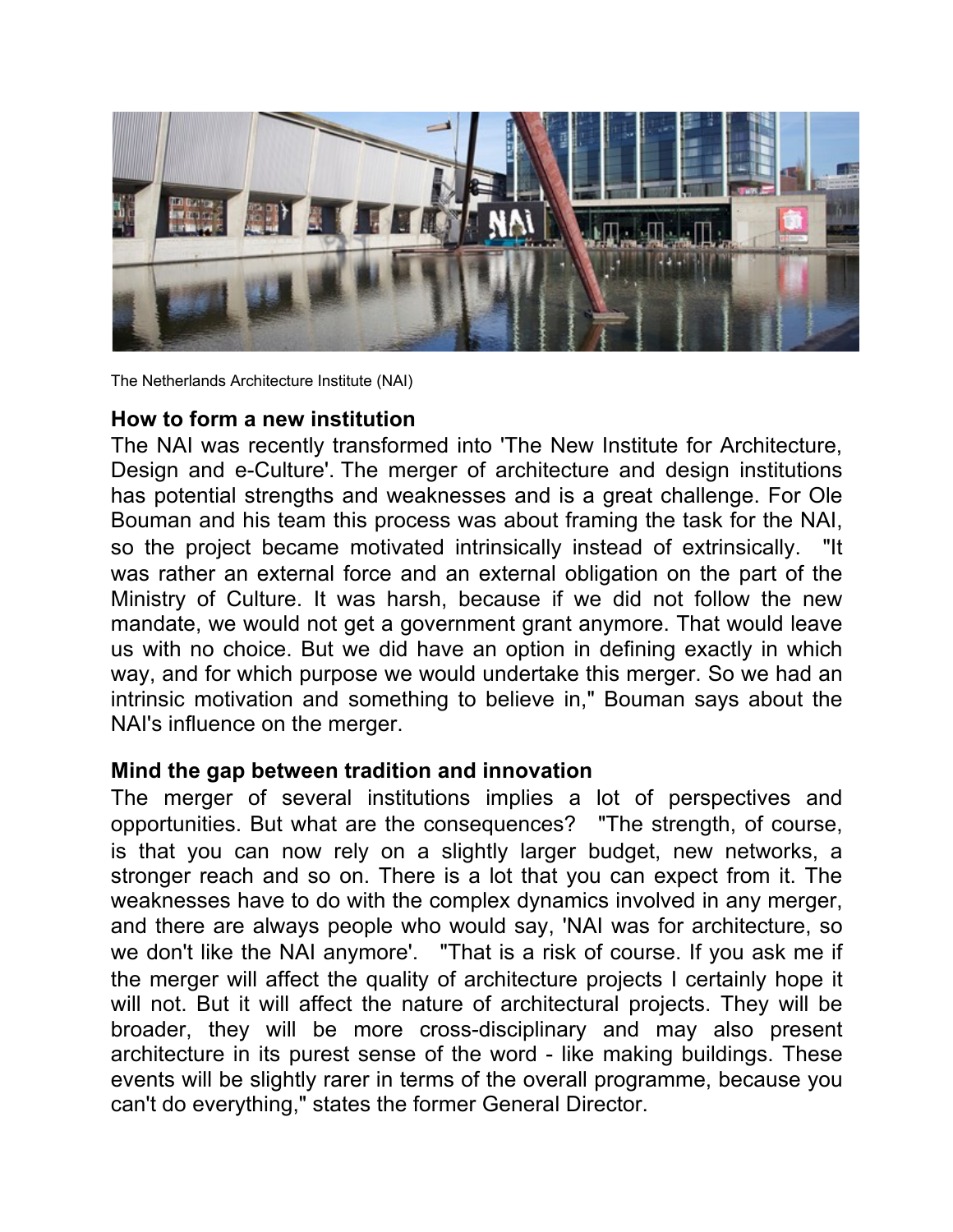The Netherlands Architecture Institute (NAI)

## How to form a new institution

The NAI was recently transformed into 'The New Institute for Architecture, Design and e-Culture'. The merger of architecture and design institutions has potential strengths and weaknesses and is a great challenge. For Ole Bouman and his team this process was about framing the task for the NAI, so the project became motivated intrinsically instead of extrinsically. "It was rather an external force and an external obligation on the part of the Ministry of Culture. It was harsh, because if we did not follow the new mandate, we would not get a government grant anymore. That would leave us with no choice. But we did have an option in defining exactly in which way, and for which purpose we would undertake this merger. So we had an intrinsic motivation and something to believe in," Bouman says about the NAI's influence on the merger.

## Mind the gap between tradition and innovation

The merger of several institutions implies a lot of perspectives and opportunities. But what are the consequences? "The strength, of course, is that you can now rely on a slightly larger budget, new networks, a stronger reach and so on. There is a lot that you can expect from it. The weaknesses have to do with the complex dynamics involved in any merger, and there are always people who would say, 'NAI was for architecture, so we don't like the NAI anymore'. "That is a risk of course. If you ask me if the merger will affect the quality of architecture projects I certainly hope it will not. But it will affect the nature of architectural projects. They will be broader, they will be more cross-disciplinary and may also present architecture in its purest sense of the word - like making buildings. These events will be slightly rarer in terms of the overall programme, because you can't do everything," states the former General Director.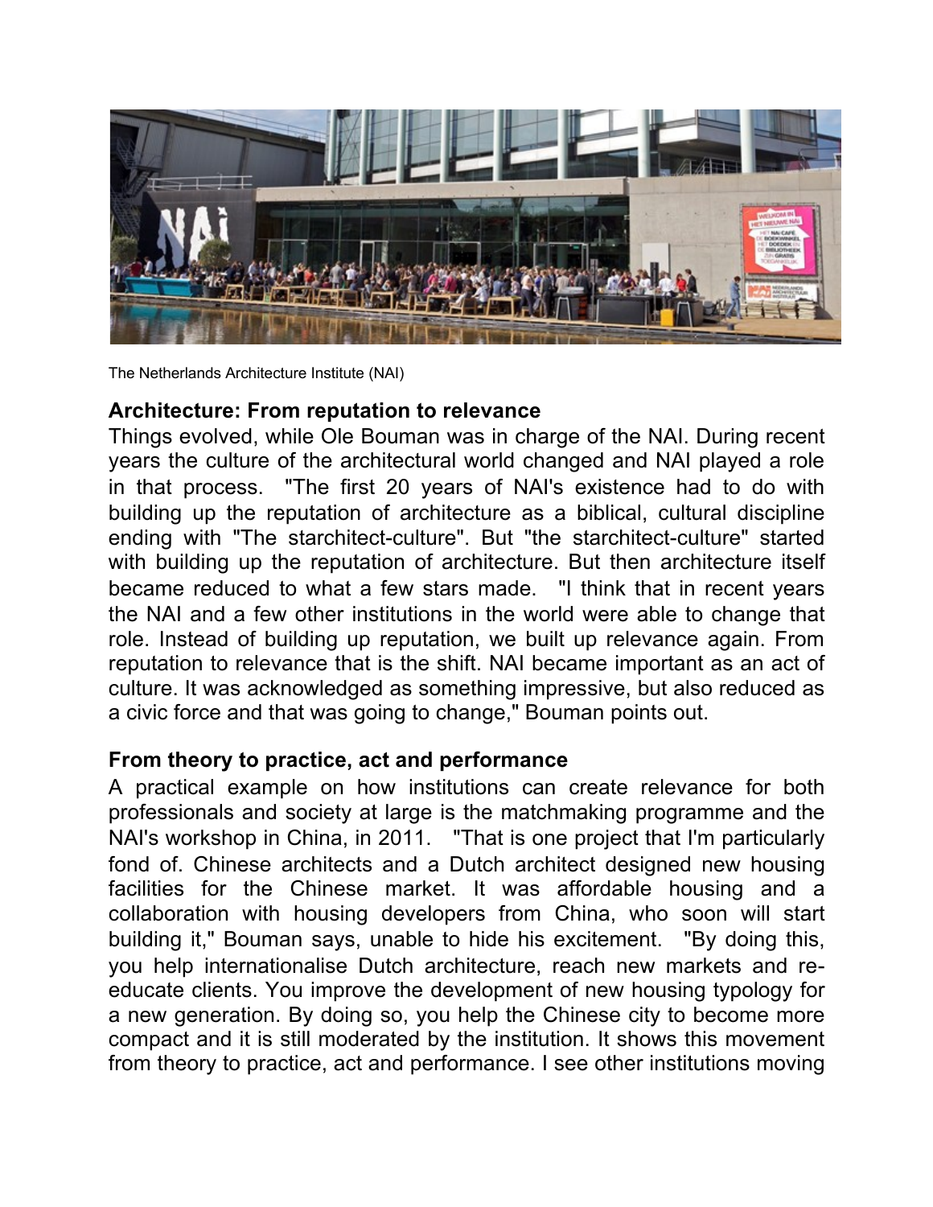The Netherlands Architecture Institute (NAI)

**Architecture: From reputation to relevance**

Things evolved, while Ole Bouman was in charge of the NAI. During recent years the culture of the architectural world changed and NAI played a role in that process. "The first 20 years of NAI's existence had to do with building up the reputation of architecture as a biblical, cultural discipline ending with "The starchitect-culture". But "the starchitect-culture" started with building up the reputation of architecture. But then architecture itself became reduced to what a few stars made. "I think that in recent years the NAI and a few other institutions in the world were able to change that role. Instead of building up reputation, we built up relevance again. From reputation to relevance that is the shift. NAI became important as an act of culture. It was acknowledged as something impressive, but also reduced as a civic force and that was going to change," Bouman points out.

**From theory to practice, act and performance**

A practical example on how institutions can create relevance for both professionals and society at large is the matchmaking programme and the NAI's workshop in China, in 2011. "That is one project that I'm particularly fond of. Chinese architects and a Dutch architect designed new housing facilities for the Chinese market. It was affordable housing and a collaboration with housing developers from China, who soon will start building it," Bouman says, unable to hide his excitement. "By doing this, you help internationalise Dutch architecture, reach new markets and re-educate clients. You improve the development of new housing typology for a new generation. By doing so, you help the Chinese city to become more compact and it is still moderated by the institution. It shows this movement from theory to practice, act and performance. I see other institutions moving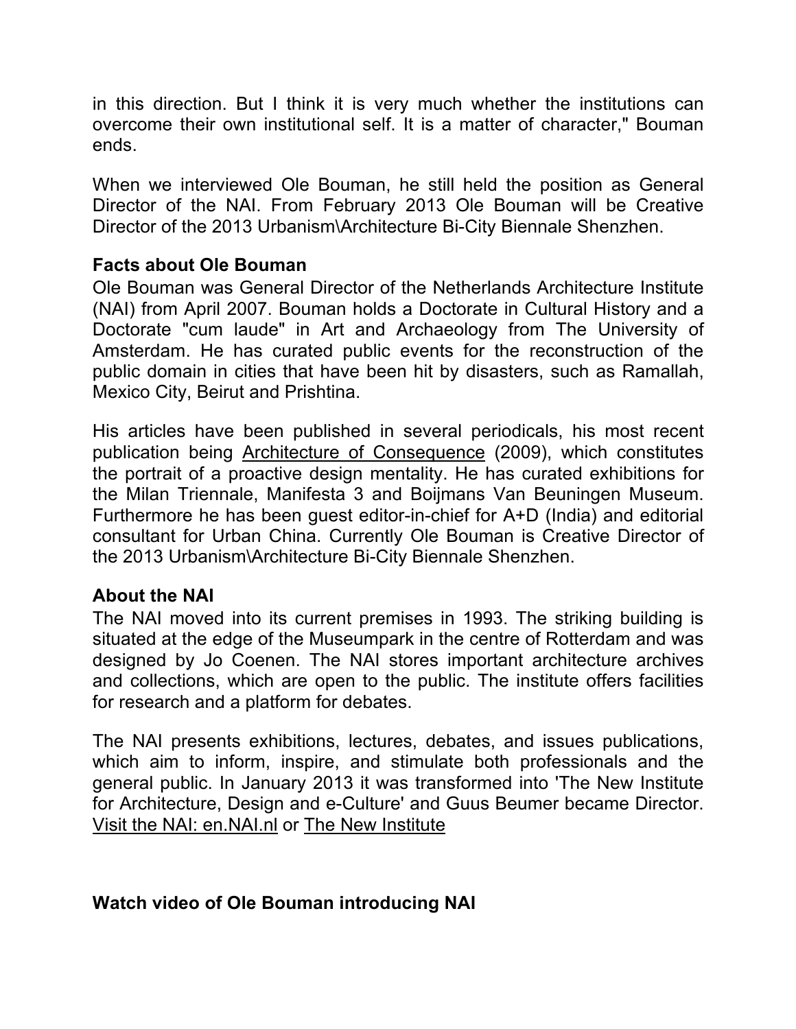in this direction. But I think it is very much whether the institutions can overcome their own institutional self. It is a matter of character," Bouman ends.

When we interviewed Ole Bouman, he still held the position as General Director of the NAI. From February 2013 Ole Bouman will be Creative Director of the 2013 Urbanism\Architecture Bi-City Biennale Shenzhen.

**Facts about Ole Bouman**

Ole Bouman was General Director of the Netherlands Architecture Institute (NAI) from April 2007. Bouman holds a Doctorate in Cultural History and a Doctorate "cum laude" in Art and Archaeology from The University of Amsterdam. He has curated public events for the reconstruction of the public domain in cities that have been hit by disasters, such as Ramallah, Mexico City, Beirut and Prishtina.

His articles have been published in several periodicals, his most recent publication being Architecture of Consequence (2009), which constitutes the portrait of a proactive design mentality. He has curated exhibitions for the Milan Triennale, Manifesta 3 and Boijmans Van Beuningen Museum. Furthermore he has been guest editor-in-chief for A+D (India) and editorial consultant for Urban China. Currently Ole Bouman is Creative Director of the 2013 Urbanism\Architecture Bi-City Biennale Shenzhen.

**About the NAI**

The NAI moved into its current premises in 1993. The striking building is situated at the edge of the Museumpark in the centre of Rotterdam and was designed by Jo Coenen. The NAI stores important architecture archives and collections, which are open to the public. The institute offers facilities for research and a platform for debates.

The NAI presents exhibitions, lectures, debates, and issues publications, which aim to inform, inspire, and stimulate both professionals and the general public. In January 2013 it was transformed into 'The New Institute for Architecture, Design and e-Culture' and Guus Beumer became Director. Visit the NAI: en.NAI.nl or The New Institute

**Watch video of Ole Bouman introducing NAI**